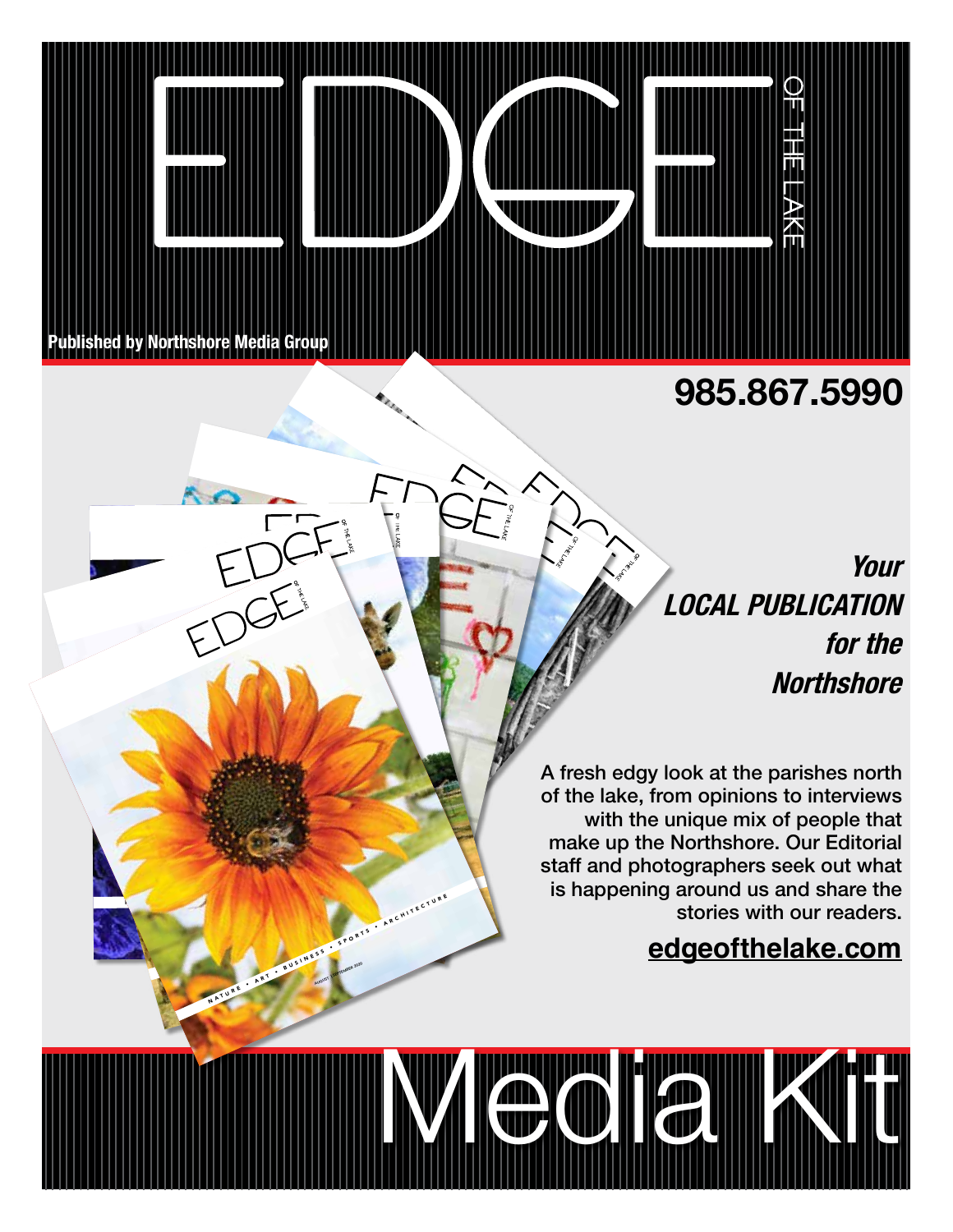# EDGE OF THE LAKE

Published by Northshore Media Group

**985.867.5990**

***Your LOCAL PUBLICATION for the Northshore***

A fresh edgy look at the parishes north of the lake, from opinions to interviews with the unique mix of people that make up the Northshore. Our Editorial staff and photographers seek out what is happening around us and share the stories with our readers.

**edgeofthelake.com**

# Media Kit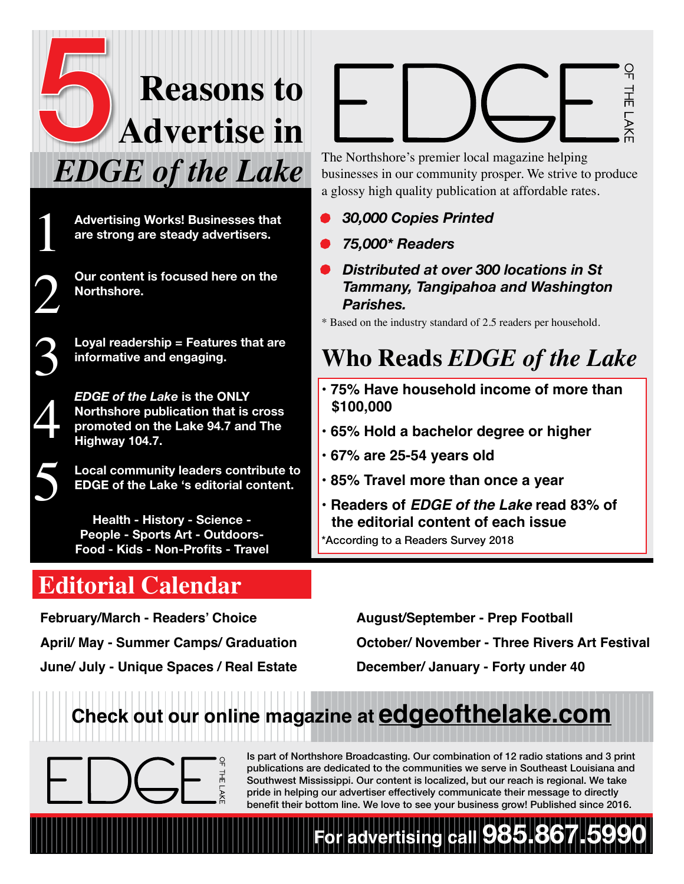# 5 Reasons to Advertise in *EDGE of the Lake*

1. Advertising Works! Businesses that are strong are steady advertisers.
2. Our content is focused here on the Northshore.
3. Loyal readership = Features that are informative and engaging.
4. *EDGE of the Lake* is the ONLY Northshore publication that is cross promoted on the Lake 94.7 and The Highway 104.7.
5. Local community leaders contribute to EDGE of the Lake 's editorial content.

Health - History - Science - People - Sports Art - Outdoors- Food - Kids - Non-Profits - Travel

EDGE OF THE LAKE

The Northshore's premier local magazine helping businesses in our community prosper. We strive to produce a glossy high quality publication at affordable rates.

- ***30,000 Copies Printed***
- ***75,000\* Readers***
- ***Distributed at over 300 locations in St Tammany, Tangipahoa and Washington Parishes.***

\* Based on the industry standard of 2.5 readers per household.

## Who Reads *EDGE of the Lake*

- **75% Have household income of more than $100,000**
- **65% Hold a bachelor degree or higher**
- **67% are 25-54 years old**
- **85% Travel more than once a year**
- **Readers of *EDGE of the Lake* read 83% of the editorial content of each issue**

\*According to a Readers Survey 2018

## Editorial Calendar

**February/March - Readers' Choice**
**April/ May - Summer Camps/ Graduation**
**June/ July - Unique Spaces / Real Estate**
**August/September - Prep Football**
**October/ November - Three Rivers Art Festival**
**December/ January - Forty under 40**

**Check out our online magazine at edgeofthelake.com**

EDGE OF THE LAKE

Is part of Northshore Broadcasting. Our combination of 12 radio stations and 3 print publications are dedicated to the communities we serve in Southeast Louisiana and Southwest Mississippi. Our content is localized, but our reach is regional. We take pride in helping our advertiser effectively communicate their message to directly benefit their bottom line. We love to see your business grow! Published since 2016.

**For advertising call 985.867.5990**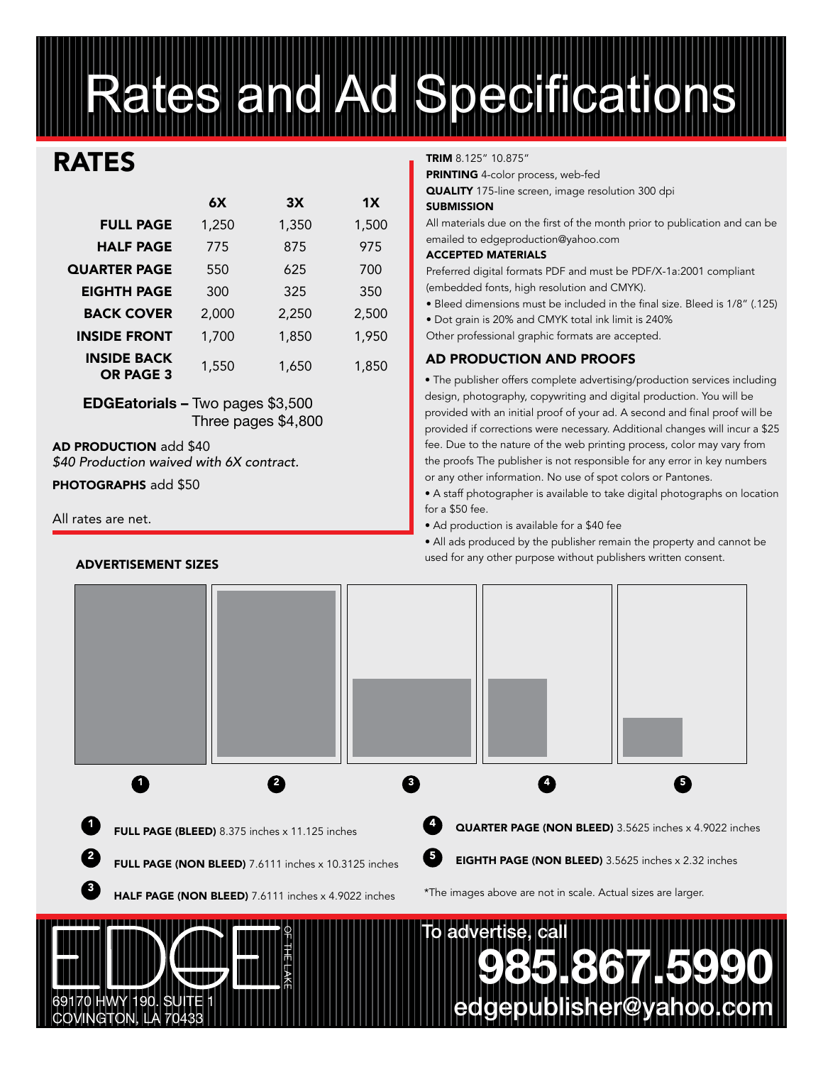# Rates and Ad Specifications

## RATES

| | 6X | 3X | 1X |
|---|---|---|---|
| **FULL PAGE** | 1,250 | 1,350 | 1,500 |
| **HALF PAGE** | 775 | 875 | 975 |
| **QUARTER PAGE** | 550 | 625 | 700 |
| **EIGHTH PAGE** | 300 | 325 | 350 |
| **BACK COVER** | 2,000 | 2,250 | 2,500 |
| **INSIDE FRONT** | 1,700 | 1,850 | 1,950 |
| **INSIDE BACK OR PAGE 3** | 1,550 | 1,650 | 1,850 |

**EDGEatorials –** Two pages $3,500
Three pages $4,800

**AD PRODUCTION** add $40
*$40 Production waived with 6X contract.*

**PHOTOGRAPHS** add $50

All rates are net.

**TRIM** 8.125" 10.875"
**PRINTING** 4-color process, web-fed
**QUALITY** 175-line screen, image resolution 300 dpi
**SUBMISSION**
All materials due on the first of the month prior to publication and can be emailed to edgeproduction@yahoo.com
**ACCEPTED MATERIALS**
Preferred digital formats PDF and must be PDF/X-1a:2001 compliant (embedded fonts, high resolution and CMYK).
- Bleed dimensions must be included in the final size. Bleed is 1/8" (.125)
- Dot grain is 20% and CMYK total ink limit is 240%

Other professional graphic formats are accepted.

## AD PRODUCTION AND PROOFS

- The publisher offers complete advertising/production services including design, photography, copywriting and digital production. You will be provided with an initial proof of your ad. A second and final proof will be provided if corrections were necessary. Additional changes will incur a $25 fee. Due to the nature of the web printing process, color may vary from the proofs The publisher is not responsible for any error in key numbers or any other information. No use of spot colors or Pantones.
- A staff photographer is available to take digital photographs on location for a $50 fee.
- Ad production is available for a $40 fee
- All ads produced by the publisher remain the property and cannot be used for any other purpose without publishers written consent.

### ADVERTISEMENT SIZES

1. **FULL PAGE (BLEED)** 8.375 inches x 11.125 inches
2. **FULL PAGE (NON BLEED)** 7.6111 inches x 10.3125 inches
3. **HALF PAGE (NON BLEED)** 7.6111 inches x 4.9022 inches
4. **QUARTER PAGE (NON BLEED)** 3.5625 inches x 4.9022 inches
5. **EIGHTH PAGE (NON BLEED)** 3.5625 inches x 2.32 inches

*The images above are not in scale. Actual sizes are larger.

EDGE OF THE LAKE
69170 HWY 190. SUITE 1
COVINGTON, LA 70433

To advertise, call
**985.867.5990**
**edgepublisher@yahoo.com**